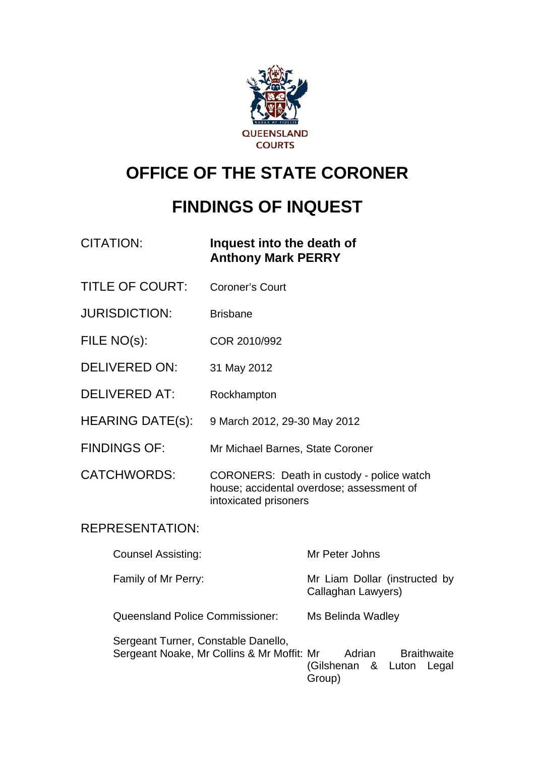QUEENSLAND COURTS

# OFFICE OF THE STATE CORONER

# FINDINGS OF INQUEST

| | |
|---|---|
| CITATION: | **Inquest into the death of Anthony Mark PERRY** |
| TITLE OF COURT: | Coroner's Court |
| JURISDICTION: | Brisbane |
| FILE NO(s): | COR 2010/992 |
| DELIVERED ON: | 31 May 2012 |
| DELIVERED AT: | Rockhampton |
| HEARING DATE(s): | 9 March 2012, 29-30 May 2012 |
| FINDINGS OF: | Mr Michael Barnes, State Coroner |
| CATCHWORDS: | CORONERS: Death in custody - police watch house; accidental overdose; assessment of intoxicated prisoners |

REPRESENTATION:

| | |
|---|---|
| Counsel Assisting: | Mr Peter Johns |
| Family of Mr Perry: | Mr Liam Dollar (instructed by Callaghan Lawyers) |
| Queensland Police Commissioner: | Ms Belinda Wadley |
| Sergeant Turner, Constable Danello, Sergeant Noake, Mr Collins & Mr Moffit: | Mr Adrian Braithwaite (Gilshenan & Luton Legal Group) |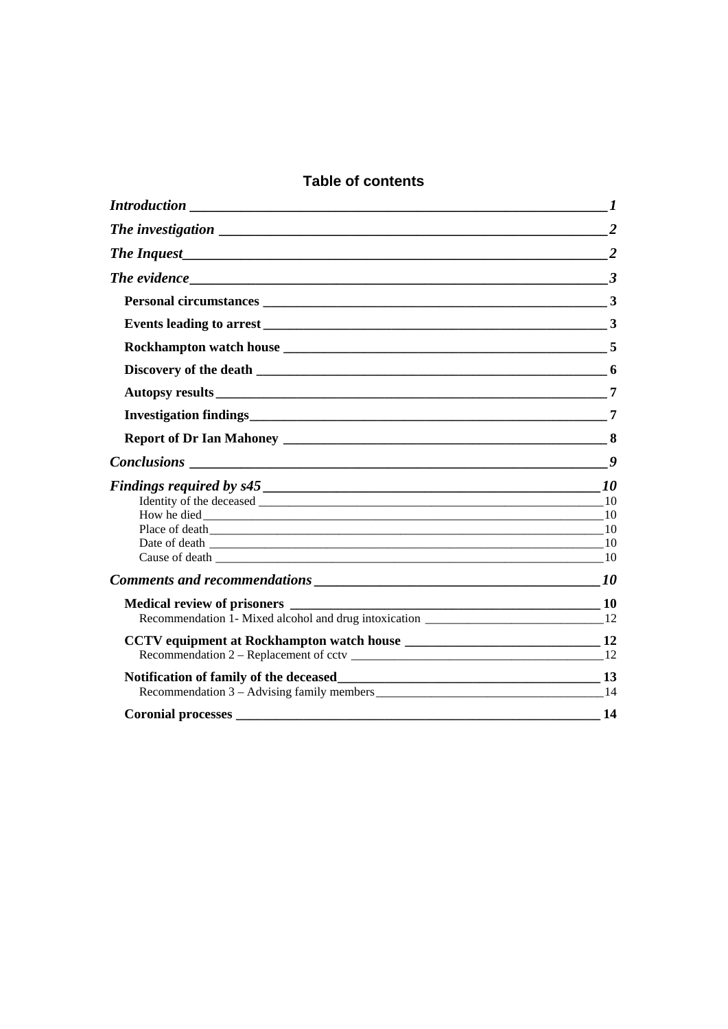## Table of contents

*Introduction* ..... *1*

*The investigation* ..... *2*

*The Inquest* ..... *2*

*The evidence* ..... *3*

- **Personal circumstances** ..... **3**
- **Events leading to arrest** ..... **3**
- **Rockhampton watch house** ..... **5**
- **Discovery of the death** ..... **6**
- **Autopsy results** ..... **7**
- **Investigation findings** ..... **7**
- **Report of Dr Ian Mahoney** ..... **8**

*Conclusions* ..... *9*

*Findings required by s45* ..... *10*

- Identity of the deceased ..... 10
- How he died ..... 10
- Place of death ..... 10
- Date of death ..... 10
- Cause of death ..... 10

*Comments and recommendations* ..... *10*

- **Medical review of prisoners** ..... **10**
  - Recommendation 1- Mixed alcohol and drug intoxication ..... 12
- **CCTV equipment at Rockhampton watch house** ..... **12**
  - Recommendation 2 – Replacement of cctv ..... 12
- **Notification of family of the deceased** ..... **13**
  - Recommendation 3 – Advising family members ..... 14
- **Coronial processes** ..... **14**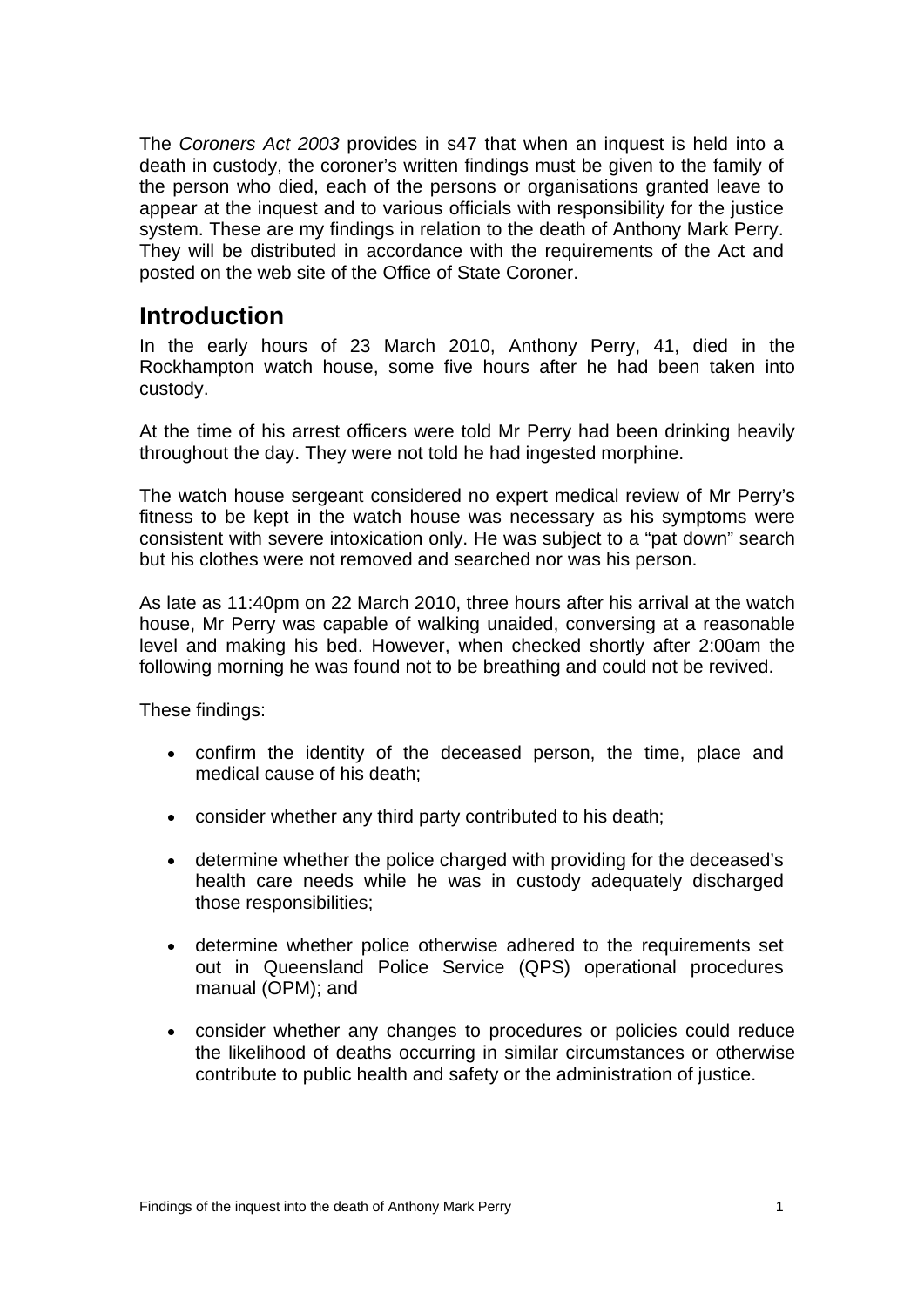The *Coroners Act 2003* provides in s47 that when an inquest is held into a death in custody, the coroner's written findings must be given to the family of the person who died, each of the persons or organisations granted leave to appear at the inquest and to various officials with responsibility for the justice system. These are my findings in relation to the death of Anthony Mark Perry. They will be distributed in accordance with the requirements of the Act and posted on the web site of the Office of State Coroner.

## Introduction

In the early hours of 23 March 2010, Anthony Perry, 41, died in the Rockhampton watch house, some five hours after he had been taken into custody.

At the time of his arrest officers were told Mr Perry had been drinking heavily throughout the day. They were not told he had ingested morphine.

The watch house sergeant considered no expert medical review of Mr Perry's fitness to be kept in the watch house was necessary as his symptoms were consistent with severe intoxication only. He was subject to a "pat down" search but his clothes were not removed and searched nor was his person.

As late as 11:40pm on 22 March 2010, three hours after his arrival at the watch house, Mr Perry was capable of walking unaided, conversing at a reasonable level and making his bed. However, when checked shortly after 2:00am the following morning he was found not to be breathing and could not be revived.

These findings:

- confirm the identity of the deceased person, the time, place and medical cause of his death;
- consider whether any third party contributed to his death;
- determine whether the police charged with providing for the deceased's health care needs while he was in custody adequately discharged those responsibilities;
- determine whether police otherwise adhered to the requirements set out in Queensland Police Service (QPS) operational procedures manual (OPM); and
- consider whether any changes to procedures or policies could reduce the likelihood of deaths occurring in similar circumstances or otherwise contribute to public health and safety or the administration of justice.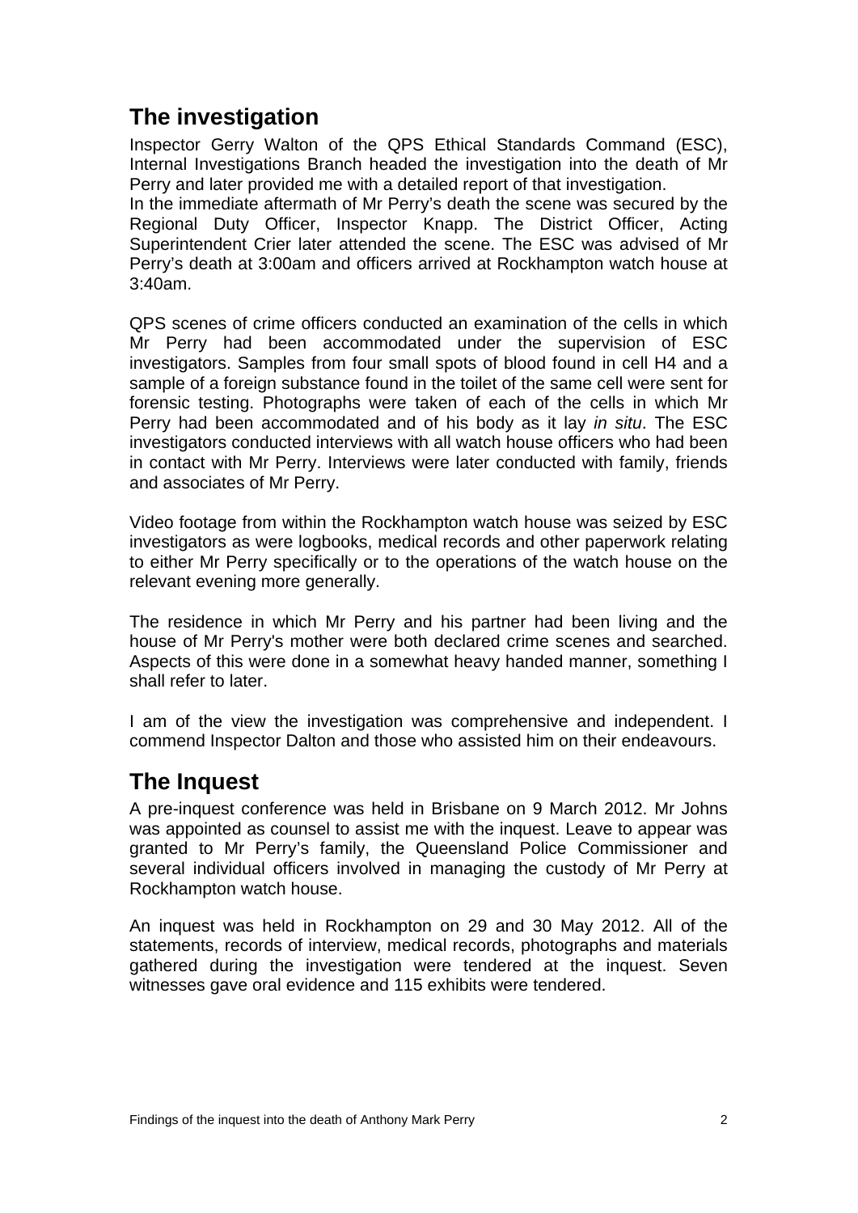## The investigation

Inspector Gerry Walton of the QPS Ethical Standards Command (ESC), Internal Investigations Branch headed the investigation into the death of Mr Perry and later provided me with a detailed report of that investigation.
In the immediate aftermath of Mr Perry's death the scene was secured by the Regional Duty Officer, Inspector Knapp. The District Officer, Acting Superintendent Crier later attended the scene. The ESC was advised of Mr Perry's death at 3:00am and officers arrived at Rockhampton watch house at 3:40am.

QPS scenes of crime officers conducted an examination of the cells in which Mr Perry had been accommodated under the supervision of ESC investigators. Samples from four small spots of blood found in cell H4 and a sample of a foreign substance found in the toilet of the same cell were sent for forensic testing. Photographs were taken of each of the cells in which Mr Perry had been accommodated and of his body as it lay *in situ*. The ESC investigators conducted interviews with all watch house officers who had been in contact with Mr Perry. Interviews were later conducted with family, friends and associates of Mr Perry.

Video footage from within the Rockhampton watch house was seized by ESC investigators as were logbooks, medical records and other paperwork relating to either Mr Perry specifically or to the operations of the watch house on the relevant evening more generally.

The residence in which Mr Perry and his partner had been living and the house of Mr Perry's mother were both declared crime scenes and searched. Aspects of this were done in a somewhat heavy handed manner, something I shall refer to later.

I am of the view the investigation was comprehensive and independent. I commend Inspector Dalton and those who assisted him on their endeavours.

## The Inquest

A pre-inquest conference was held in Brisbane on 9 March 2012. Mr Johns was appointed as counsel to assist me with the inquest. Leave to appear was granted to Mr Perry's family, the Queensland Police Commissioner and several individual officers involved in managing the custody of Mr Perry at Rockhampton watch house.

An inquest was held in Rockhampton on 29 and 30 May 2012. All of the statements, records of interview, medical records, photographs and materials gathered during the investigation were tendered at the inquest. Seven witnesses gave oral evidence and 115 exhibits were tendered.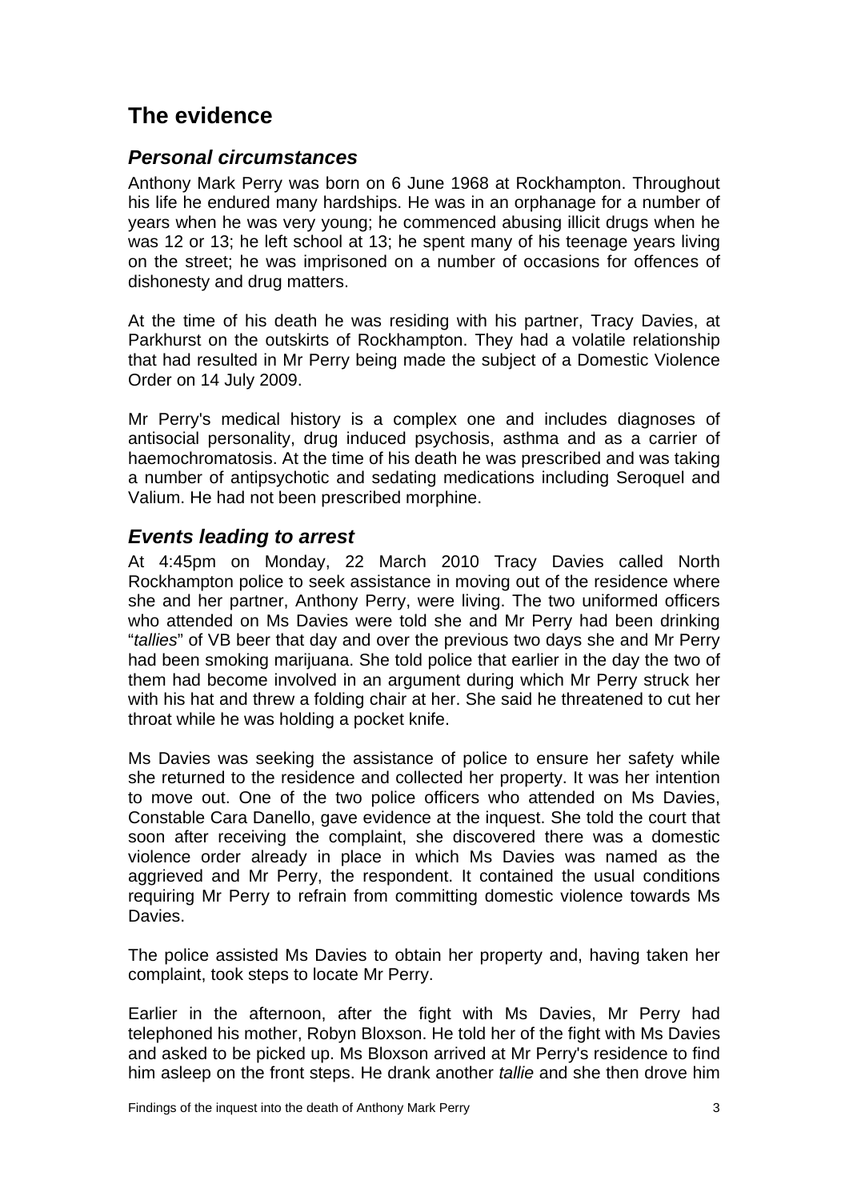## The evidence

### *Personal circumstances*

Anthony Mark Perry was born on 6 June 1968 at Rockhampton. Throughout his life he endured many hardships. He was in an orphanage for a number of years when he was very young; he commenced abusing illicit drugs when he was 12 or 13; he left school at 13; he spent many of his teenage years living on the street; he was imprisoned on a number of occasions for offences of dishonesty and drug matters.

At the time of his death he was residing with his partner, Tracy Davies, at Parkhurst on the outskirts of Rockhampton. They had a volatile relationship that had resulted in Mr Perry being made the subject of a Domestic Violence Order on 14 July 2009.

Mr Perry's medical history is a complex one and includes diagnoses of antisocial personality, drug induced psychosis, asthma and as a carrier of haemochromatosis. At the time of his death he was prescribed and was taking a number of antipsychotic and sedating medications including Seroquel and Valium. He had not been prescribed morphine.

### *Events leading to arrest*

At 4:45pm on Monday, 22 March 2010 Tracy Davies called North Rockhampton police to seek assistance in moving out of the residence where she and her partner, Anthony Perry, were living. The two uniformed officers who attended on Ms Davies were told she and Mr Perry had been drinking "*tallies*" of VB beer that day and over the previous two days she and Mr Perry had been smoking marijuana. She told police that earlier in the day the two of them had become involved in an argument during which Mr Perry struck her with his hat and threw a folding chair at her. She said he threatened to cut her throat while he was holding a pocket knife.

Ms Davies was seeking the assistance of police to ensure her safety while she returned to the residence and collected her property. It was her intention to move out. One of the two police officers who attended on Ms Davies, Constable Cara Danello, gave evidence at the inquest. She told the court that soon after receiving the complaint, she discovered there was a domestic violence order already in place in which Ms Davies was named as the aggrieved and Mr Perry, the respondent. It contained the usual conditions requiring Mr Perry to refrain from committing domestic violence towards Ms Davies.

The police assisted Ms Davies to obtain her property and, having taken her complaint, took steps to locate Mr Perry.

Earlier in the afternoon, after the fight with Ms Davies, Mr Perry had telephoned his mother, Robyn Bloxson. He told her of the fight with Ms Davies and asked to be picked up. Ms Bloxson arrived at Mr Perry's residence to find him asleep on the front steps. He drank another *tallie* and she then drove him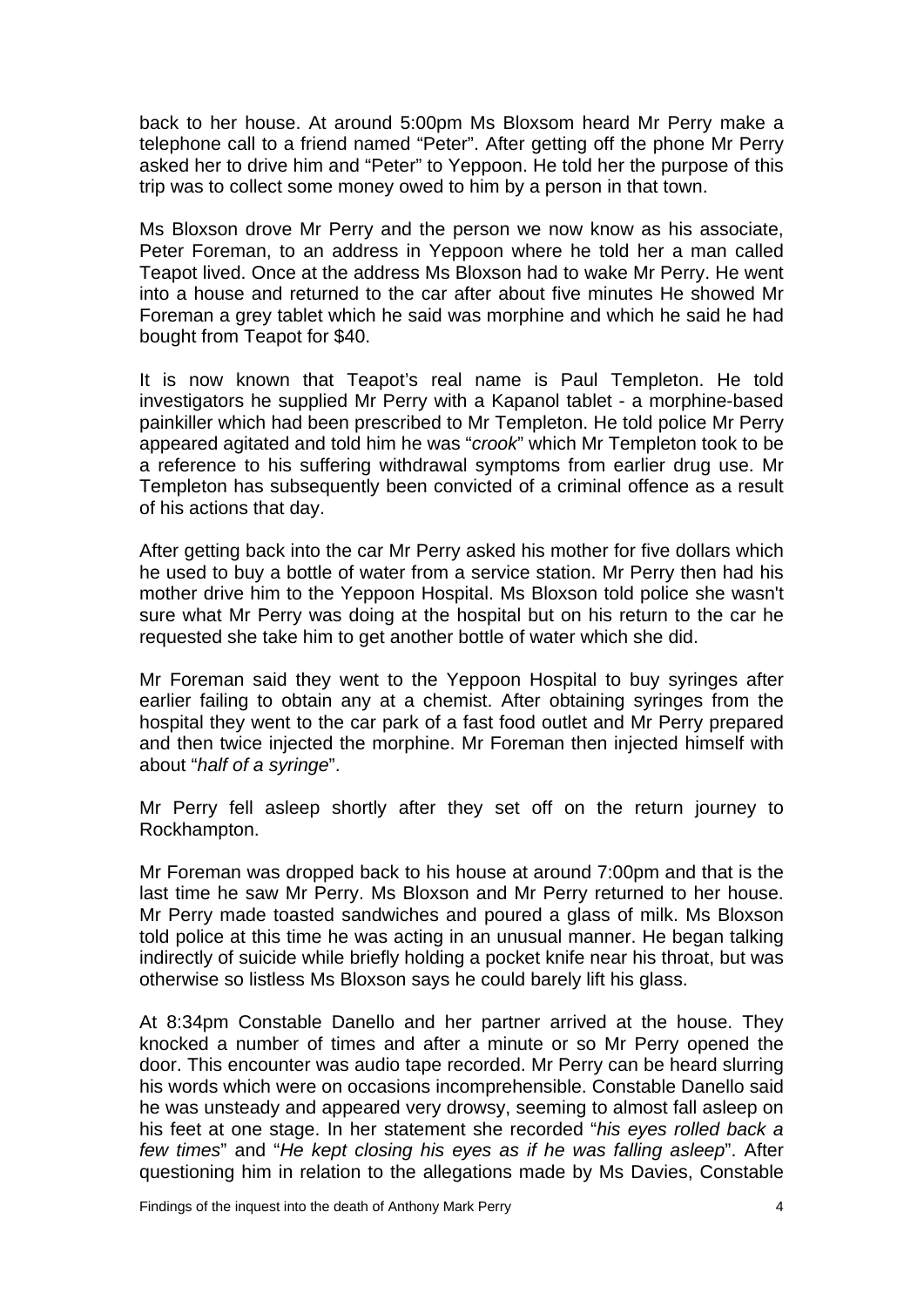back to her house. At around 5:00pm Ms Bloxsom heard Mr Perry make a telephone call to a friend named "Peter". After getting off the phone Mr Perry asked her to drive him and "Peter" to Yeppoon. He told her the purpose of this trip was to collect some money owed to him by a person in that town.

Ms Bloxson drove Mr Perry and the person we now know as his associate, Peter Foreman, to an address in Yeppoon where he told her a man called Teapot lived. Once at the address Ms Bloxson had to wake Mr Perry. He went into a house and returned to the car after about five minutes He showed Mr Foreman a grey tablet which he said was morphine and which he said he had bought from Teapot for $40.

It is now known that Teapot's real name is Paul Templeton. He told investigators he supplied Mr Perry with a Kapanol tablet - a morphine-based painkiller which had been prescribed to Mr Templeton. He told police Mr Perry appeared agitated and told him he was "*crook*" which Mr Templeton took to be a reference to his suffering withdrawal symptoms from earlier drug use. Mr Templeton has subsequently been convicted of a criminal offence as a result of his actions that day.

After getting back into the car Mr Perry asked his mother for five dollars which he used to buy a bottle of water from a service station. Mr Perry then had his mother drive him to the Yeppoon Hospital. Ms Bloxson told police she wasn't sure what Mr Perry was doing at the hospital but on his return to the car he requested she take him to get another bottle of water which she did.

Mr Foreman said they went to the Yeppoon Hospital to buy syringes after earlier failing to obtain any at a chemist. After obtaining syringes from the hospital they went to the car park of a fast food outlet and Mr Perry prepared and then twice injected the morphine. Mr Foreman then injected himself with about "*half of a syringe*".

Mr Perry fell asleep shortly after they set off on the return journey to Rockhampton.

Mr Foreman was dropped back to his house at around 7:00pm and that is the last time he saw Mr Perry. Ms Bloxson and Mr Perry returned to her house. Mr Perry made toasted sandwiches and poured a glass of milk. Ms Bloxson told police at this time he was acting in an unusual manner. He began talking indirectly of suicide while briefly holding a pocket knife near his throat, but was otherwise so listless Ms Bloxson says he could barely lift his glass.

At 8:34pm Constable Danello and her partner arrived at the house. They knocked a number of times and after a minute or so Mr Perry opened the door. This encounter was audio tape recorded. Mr Perry can be heard slurring his words which were on occasions incomprehensible. Constable Danello said he was unsteady and appeared very drowsy, seeming to almost fall asleep on his feet at one stage. In her statement she recorded "*his eyes rolled back a few times*" and "*He kept closing his eyes as if he was falling asleep*". After questioning him in relation to the allegations made by Ms Davies, Constable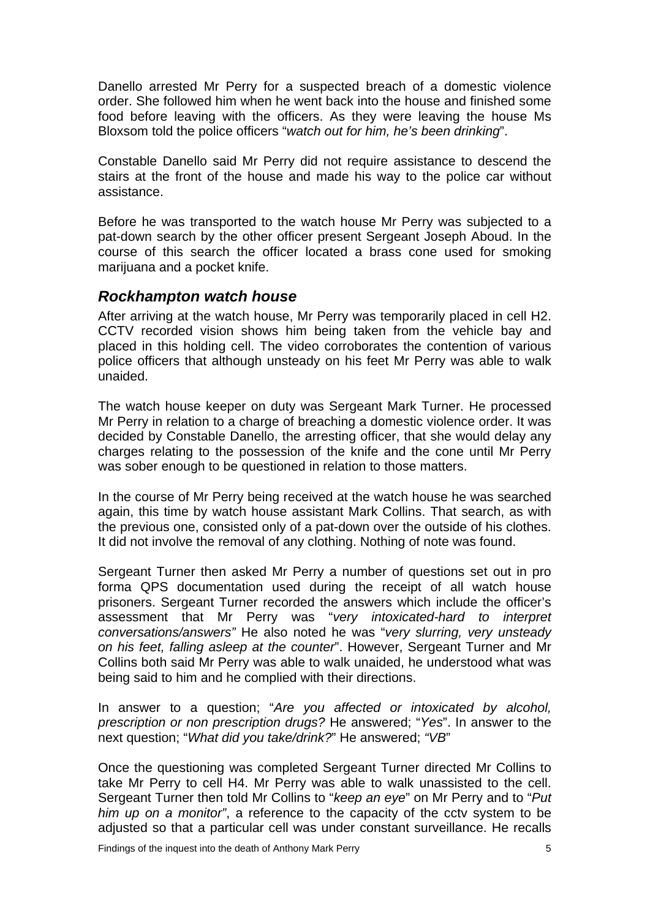Danello arrested Mr Perry for a suspected breach of a domestic violence order. She followed him when he went back into the house and finished some food before leaving with the officers. As they were leaving the house Ms Bloxsom told the police officers "*watch out for him, he's been drinking*".

Constable Danello said Mr Perry did not require assistance to descend the stairs at the front of the house and made his way to the police car without assistance.

Before he was transported to the watch house Mr Perry was subjected to a pat-down search by the other officer present Sergeant Joseph Aboud. In the course of this search the officer located a brass cone used for smoking marijuana and a pocket knife.

### *Rockhampton watch house*

After arriving at the watch house, Mr Perry was temporarily placed in cell H2. CCTV recorded vision shows him being taken from the vehicle bay and placed in this holding cell. The video corroborates the contention of various police officers that although unsteady on his feet Mr Perry was able to walk unaided.

The watch house keeper on duty was Sergeant Mark Turner. He processed Mr Perry in relation to a charge of breaching a domestic violence order. It was decided by Constable Danello, the arresting officer, that she would delay any charges relating to the possession of the knife and the cone until Mr Perry was sober enough to be questioned in relation to those matters.

In the course of Mr Perry being received at the watch house he was searched again, this time by watch house assistant Mark Collins. That search, as with the previous one, consisted only of a pat-down over the outside of his clothes. It did not involve the removal of any clothing. Nothing of note was found.

Sergeant Turner then asked Mr Perry a number of questions set out in pro forma QPS documentation used during the receipt of all watch house prisoners. Sergeant Turner recorded the answers which include the officer's assessment that Mr Perry was "*very intoxicated-hard to interpret conversations/answers"* He also noted he was "*very slurring, very unsteady on his feet, falling asleep at the counter*". However, Sergeant Turner and Mr Collins both said Mr Perry was able to walk unaided, he understood what was being said to him and he complied with their directions.

In answer to a question; "*Are you affected or intoxicated by alcohol, prescription or non prescription drugs?* He answered; "*Yes*". In answer to the next question; "*What did you take/drink?*" He answered; *"VB*"

Once the questioning was completed Sergeant Turner directed Mr Collins to take Mr Perry to cell H4. Mr Perry was able to walk unassisted to the cell. Sergeant Turner then told Mr Collins to "*keep an eye*" on Mr Perry and to "*Put him up on a monitor"*, a reference to the capacity of the cctv system to be adjusted so that a particular cell was under constant surveillance. He recalls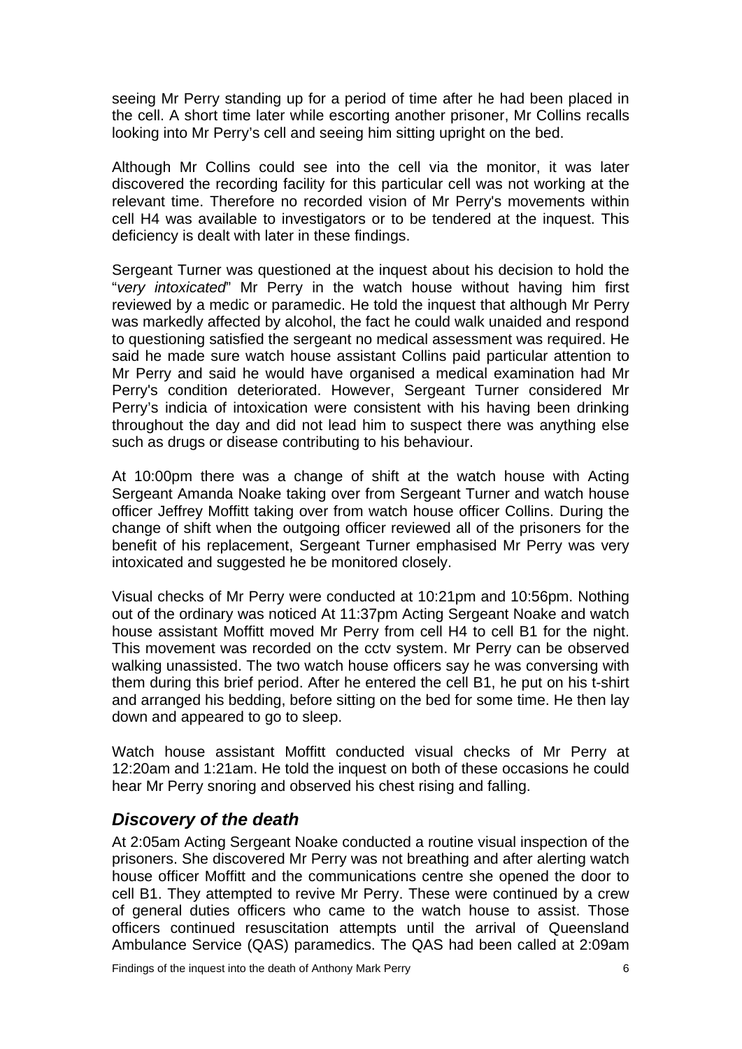seeing Mr Perry standing up for a period of time after he had been placed in the cell. A short time later while escorting another prisoner, Mr Collins recalls looking into Mr Perry's cell and seeing him sitting upright on the bed.

Although Mr Collins could see into the cell via the monitor, it was later discovered the recording facility for this particular cell was not working at the relevant time. Therefore no recorded vision of Mr Perry's movements within cell H4 was available to investigators or to be tendered at the inquest. This deficiency is dealt with later in these findings.

Sergeant Turner was questioned at the inquest about his decision to hold the "*very intoxicated*" Mr Perry in the watch house without having him first reviewed by a medic or paramedic. He told the inquest that although Mr Perry was markedly affected by alcohol, the fact he could walk unaided and respond to questioning satisfied the sergeant no medical assessment was required. He said he made sure watch house assistant Collins paid particular attention to Mr Perry and said he would have organised a medical examination had Mr Perry's condition deteriorated. However, Sergeant Turner considered Mr Perry's indicia of intoxication were consistent with his having been drinking throughout the day and did not lead him to suspect there was anything else such as drugs or disease contributing to his behaviour.

At 10:00pm there was a change of shift at the watch house with Acting Sergeant Amanda Noake taking over from Sergeant Turner and watch house officer Jeffrey Moffitt taking over from watch house officer Collins. During the change of shift when the outgoing officer reviewed all of the prisoners for the benefit of his replacement, Sergeant Turner emphasised Mr Perry was very intoxicated and suggested he be monitored closely.

Visual checks of Mr Perry were conducted at 10:21pm and 10:56pm. Nothing out of the ordinary was noticed At 11:37pm Acting Sergeant Noake and watch house assistant Moffitt moved Mr Perry from cell H4 to cell B1 for the night. This movement was recorded on the cctv system. Mr Perry can be observed walking unassisted. The two watch house officers say he was conversing with them during this brief period. After he entered the cell B1, he put on his t-shirt and arranged his bedding, before sitting on the bed for some time. He then lay down and appeared to go to sleep.

Watch house assistant Moffitt conducted visual checks of Mr Perry at 12:20am and 1:21am. He told the inquest on both of these occasions he could hear Mr Perry snoring and observed his chest rising and falling.

## *Discovery of the death*

At 2:05am Acting Sergeant Noake conducted a routine visual inspection of the prisoners. She discovered Mr Perry was not breathing and after alerting watch house officer Moffitt and the communications centre she opened the door to cell B1. They attempted to revive Mr Perry. These were continued by a crew of general duties officers who came to the watch house to assist. Those officers continued resuscitation attempts until the arrival of Queensland Ambulance Service (QAS) paramedics. The QAS had been called at 2:09am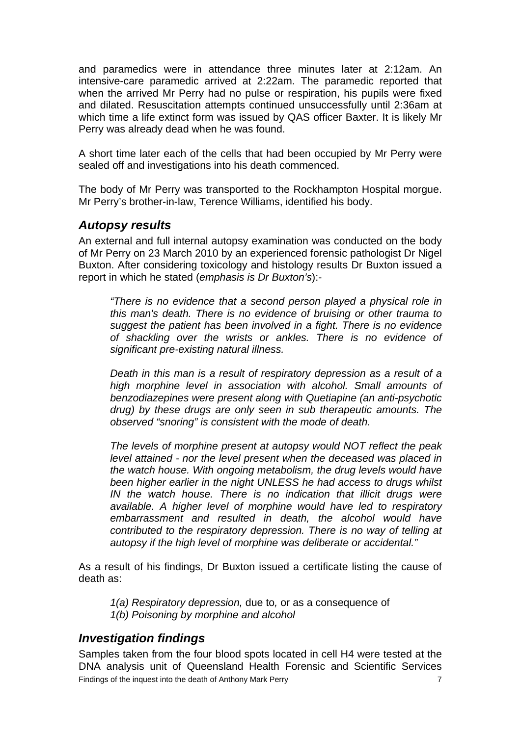and paramedics were in attendance three minutes later at 2:12am. An intensive-care paramedic arrived at 2:22am. The paramedic reported that when the arrived Mr Perry had no pulse or respiration, his pupils were fixed and dilated. Resuscitation attempts continued unsuccessfully until 2:36am at which time a life extinct form was issued by QAS officer Baxter. It is likely Mr Perry was already dead when he was found.

A short time later each of the cells that had been occupied by Mr Perry were sealed off and investigations into his death commenced.

The body of Mr Perry was transported to the Rockhampton Hospital morgue. Mr Perry's brother-in-law, Terence Williams, identified his body.

## *Autopsy results*

An external and full internal autopsy examination was conducted on the body of Mr Perry on 23 March 2010 by an experienced forensic pathologist Dr Nigel Buxton. After considering toxicology and histology results Dr Buxton issued a report in which he stated (*emphasis is Dr Buxton's*):-

> *"There is no evidence that a second person played a physical role in this man's death. There is no evidence of bruising or other trauma to suggest the patient has been involved in a fight. There is no evidence of shackling over the wrists or ankles. There is no evidence of significant pre-existing natural illness.*
>
> *Death in this man is a result of respiratory depression as a result of a high morphine level in association with alcohol. Small amounts of benzodiazepines were present along with Quetiapine (an anti-psychotic drug) by these drugs are only seen in sub therapeutic amounts. The observed "snoring" is consistent with the mode of death.*
>
> *The levels of morphine present at autopsy would NOT reflect the peak level attained - nor the level present when the deceased was placed in the watch house. With ongoing metabolism, the drug levels would have been higher earlier in the night UNLESS he had access to drugs whilst IN the watch house. There is no indication that illicit drugs were available. A higher level of morphine would have led to respiratory embarrassment and resulted in death, the alcohol would have contributed to the respiratory depression. There is no way of telling at autopsy if the high level of morphine was deliberate or accidental."*

As a result of his findings, Dr Buxton issued a certificate listing the cause of death as:

> *1(a) Respiratory depression,* due to*,* or as a consequence of
> *1(b) Poisoning by morphine and alcohol*

## *Investigation findings*

Samples taken from the four blood spots located in cell H4 were tested at the DNA analysis unit of Queensland Health Forensic and Scientific Services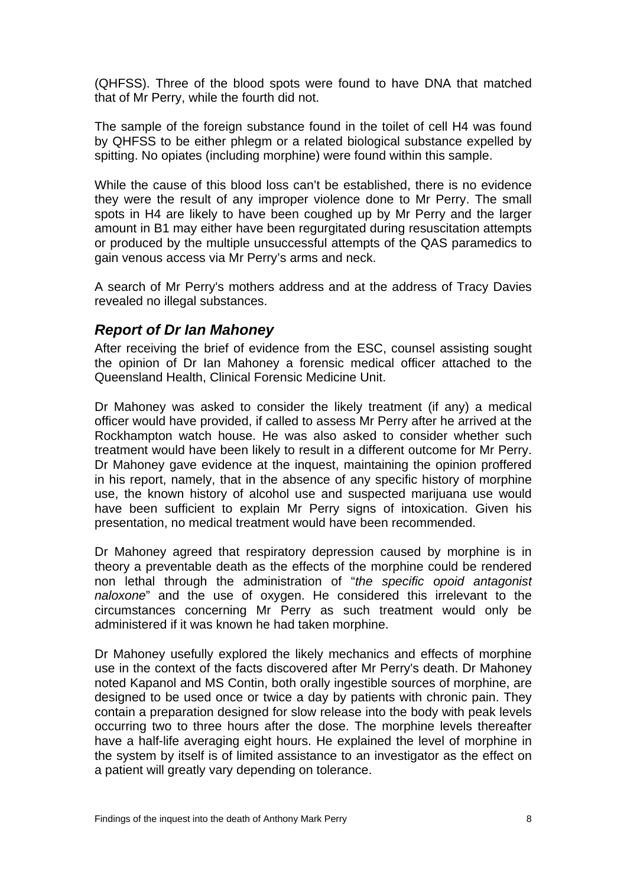(QHFSS). Three of the blood spots were found to have DNA that matched that of Mr Perry, while the fourth did not.

The sample of the foreign substance found in the toilet of cell H4 was found by QHFSS to be either phlegm or a related biological substance expelled by spitting. No opiates (including morphine) were found within this sample.

While the cause of this blood loss can't be established, there is no evidence they were the result of any improper violence done to Mr Perry. The small spots in H4 are likely to have been coughed up by Mr Perry and the larger amount in B1 may either have been regurgitated during resuscitation attempts or produced by the multiple unsuccessful attempts of the QAS paramedics to gain venous access via Mr Perry's arms and neck.

A search of Mr Perry's mothers address and at the address of Tracy Davies revealed no illegal substances.

## *Report of Dr Ian Mahoney*

After receiving the brief of evidence from the ESC, counsel assisting sought the opinion of Dr Ian Mahoney a forensic medical officer attached to the Queensland Health, Clinical Forensic Medicine Unit.

Dr Mahoney was asked to consider the likely treatment (if any) a medical officer would have provided, if called to assess Mr Perry after he arrived at the Rockhampton watch house. He was also asked to consider whether such treatment would have been likely to result in a different outcome for Mr Perry. Dr Mahoney gave evidence at the inquest, maintaining the opinion proffered in his report, namely, that in the absence of any specific history of morphine use, the known history of alcohol use and suspected marijuana use would have been sufficient to explain Mr Perry signs of intoxication. Given his presentation, no medical treatment would have been recommended.

Dr Mahoney agreed that respiratory depression caused by morphine is in theory a preventable death as the effects of the morphine could be rendered non lethal through the administration of "*the specific opoid antagonist naloxone*" and the use of oxygen. He considered this irrelevant to the circumstances concerning Mr Perry as such treatment would only be administered if it was known he had taken morphine.

Dr Mahoney usefully explored the likely mechanics and effects of morphine use in the context of the facts discovered after Mr Perry's death. Dr Mahoney noted Kapanol and MS Contin, both orally ingestible sources of morphine, are designed to be used once or twice a day by patients with chronic pain. They contain a preparation designed for slow release into the body with peak levels occurring two to three hours after the dose. The morphine levels thereafter have a half-life averaging eight hours. He explained the level of morphine in the system by itself is of limited assistance to an investigator as the effect on a patient will greatly vary depending on tolerance.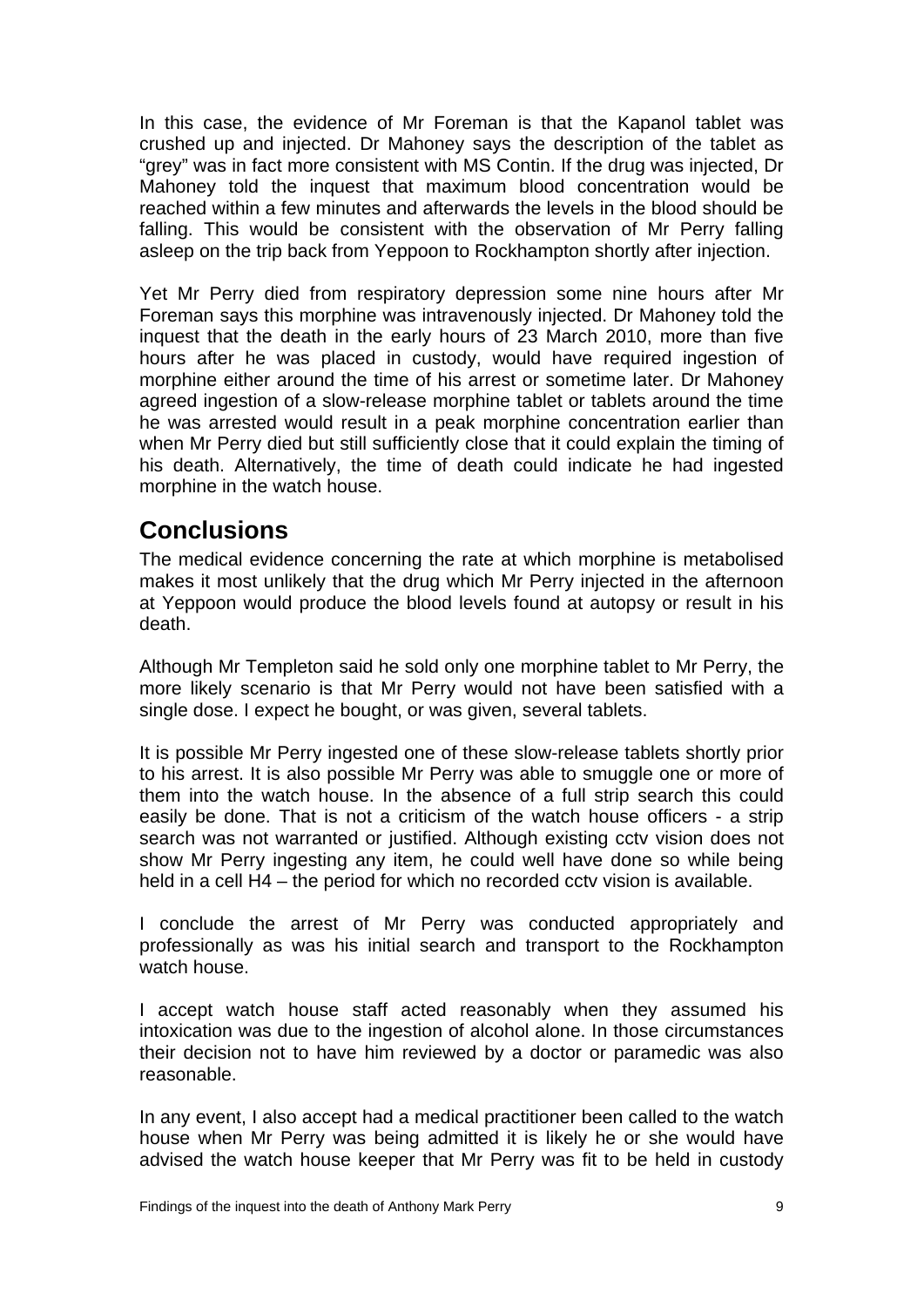In this case, the evidence of Mr Foreman is that the Kapanol tablet was crushed up and injected. Dr Mahoney says the description of the tablet as "grey" was in fact more consistent with MS Contin. If the drug was injected, Dr Mahoney told the inquest that maximum blood concentration would be reached within a few minutes and afterwards the levels in the blood should be falling. This would be consistent with the observation of Mr Perry falling asleep on the trip back from Yeppoon to Rockhampton shortly after injection.

Yet Mr Perry died from respiratory depression some nine hours after Mr Foreman says this morphine was intravenously injected. Dr Mahoney told the inquest that the death in the early hours of 23 March 2010, more than five hours after he was placed in custody, would have required ingestion of morphine either around the time of his arrest or sometime later. Dr Mahoney agreed ingestion of a slow-release morphine tablet or tablets around the time he was arrested would result in a peak morphine concentration earlier than when Mr Perry died but still sufficiently close that it could explain the timing of his death. Alternatively, the time of death could indicate he had ingested morphine in the watch house.

## Conclusions

The medical evidence concerning the rate at which morphine is metabolised makes it most unlikely that the drug which Mr Perry injected in the afternoon at Yeppoon would produce the blood levels found at autopsy or result in his death.

Although Mr Templeton said he sold only one morphine tablet to Mr Perry, the more likely scenario is that Mr Perry would not have been satisfied with a single dose. I expect he bought, or was given, several tablets.

It is possible Mr Perry ingested one of these slow-release tablets shortly prior to his arrest. It is also possible Mr Perry was able to smuggle one or more of them into the watch house. In the absence of a full strip search this could easily be done. That is not a criticism of the watch house officers - a strip search was not warranted or justified. Although existing cctv vision does not show Mr Perry ingesting any item, he could well have done so while being held in a cell H4 – the period for which no recorded cctv vision is available.

I conclude the arrest of Mr Perry was conducted appropriately and professionally as was his initial search and transport to the Rockhampton watch house.

I accept watch house staff acted reasonably when they assumed his intoxication was due to the ingestion of alcohol alone. In those circumstances their decision not to have him reviewed by a doctor or paramedic was also reasonable.

In any event, I also accept had a medical practitioner been called to the watch house when Mr Perry was being admitted it is likely he or she would have advised the watch house keeper that Mr Perry was fit to be held in custody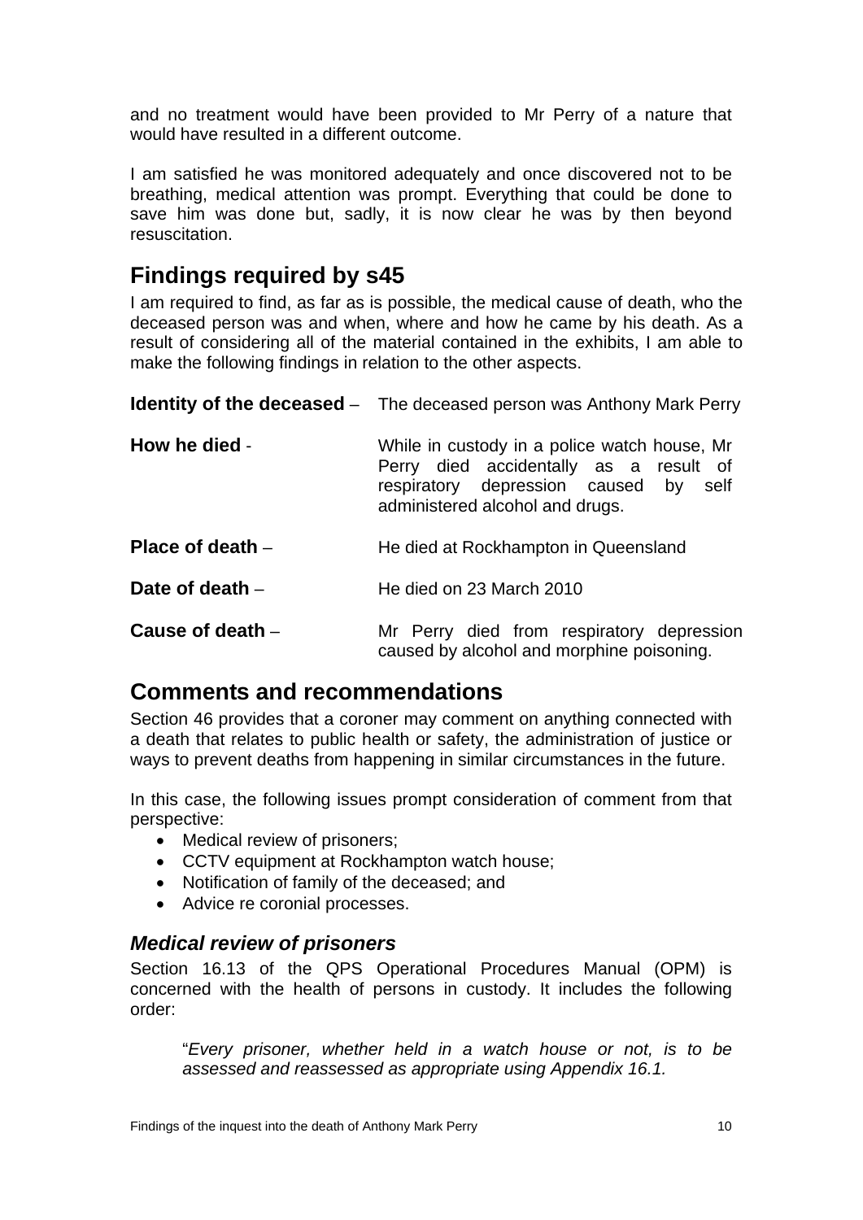and no treatment would have been provided to Mr Perry of a nature that would have resulted in a different outcome.

I am satisfied he was monitored adequately and once discovered not to be breathing, medical attention was prompt. Everything that could be done to save him was done but, sadly, it is now clear he was by then beyond resuscitation.

## Findings required by s45

I am required to find, as far as is possible, the medical cause of death, who the deceased person was and when, where and how he came by his death. As a result of considering all of the material contained in the exhibits, I am able to make the following findings in relation to the other aspects.

**Identity of the deceased** – The deceased person was Anthony Mark Perry

**How he died** - While in custody in a police watch house, Mr Perry died accidentally as a result of respiratory depression caused by self administered alcohol and drugs.

**Place of death** – He died at Rockhampton in Queensland

**Date of death** – He died on 23 March 2010

**Cause of death** – Mr Perry died from respiratory depression caused by alcohol and morphine poisoning.

## Comments and recommendations

Section 46 provides that a coroner may comment on anything connected with a death that relates to public health or safety, the administration of justice or ways to prevent deaths from happening in similar circumstances in the future.

In this case, the following issues prompt consideration of comment from that perspective:

- Medical review of prisoners;
- CCTV equipment at Rockhampton watch house;
- Notification of family of the deceased; and
- Advice re coronial processes.

### *Medical review of prisoners*

Section 16.13 of the QPS Operational Procedures Manual (OPM) is concerned with the health of persons in custody. It includes the following order:

> "*Every prisoner, whether held in a watch house or not, is to be assessed and reassessed as appropriate using Appendix 16.1.*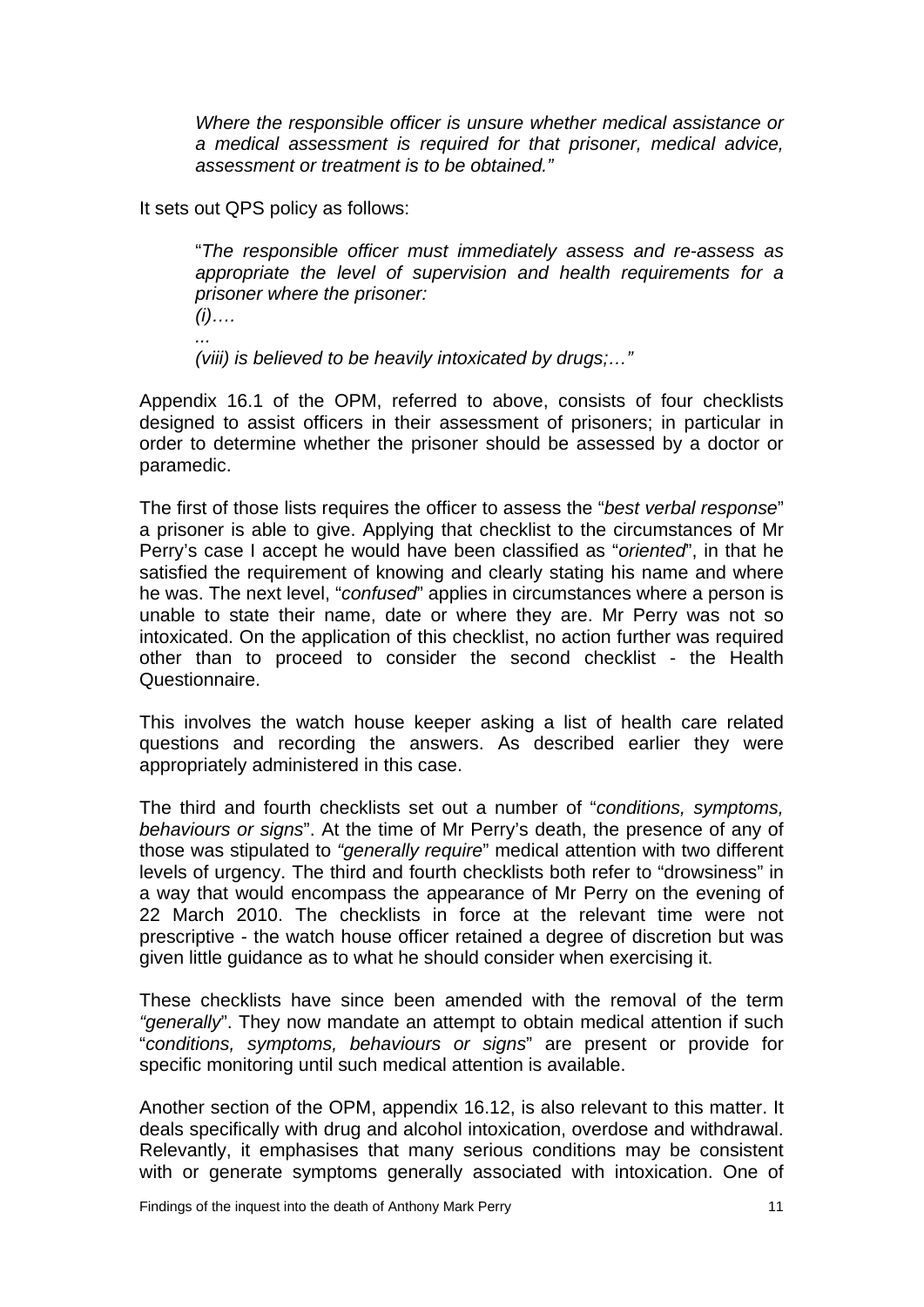> *Where the responsible officer is unsure whether medical assistance or a medical assessment is required for that prisoner, medical advice, assessment or treatment is to be obtained."*

It sets out QPS policy as follows:

> "*The responsible officer must immediately assess and re-assess as appropriate the level of supervision and health requirements for a prisoner where the prisoner:*
> *(i)….*
> *...*
> *(viii) is believed to be heavily intoxicated by drugs;…"*

Appendix 16.1 of the OPM, referred to above, consists of four checklists designed to assist officers in their assessment of prisoners; in particular in order to determine whether the prisoner should be assessed by a doctor or paramedic.

The first of those lists requires the officer to assess the "*best verbal response*" a prisoner is able to give. Applying that checklist to the circumstances of Mr Perry's case I accept he would have been classified as "*oriented*", in that he satisfied the requirement of knowing and clearly stating his name and where he was. The next level, "*confused*" applies in circumstances where a person is unable to state their name, date or where they are. Mr Perry was not so intoxicated. On the application of this checklist, no action further was required other than to proceed to consider the second checklist - the Health Questionnaire.

This involves the watch house keeper asking a list of health care related questions and recording the answers. As described earlier they were appropriately administered in this case.

The third and fourth checklists set out a number of "*conditions, symptoms, behaviours or signs*". At the time of Mr Perry's death, the presence of any of those was stipulated to *"generally require*" medical attention with two different levels of urgency. The third and fourth checklists both refer to "drowsiness" in a way that would encompass the appearance of Mr Perry on the evening of 22 March 2010. The checklists in force at the relevant time were not prescriptive - the watch house officer retained a degree of discretion but was given little guidance as to what he should consider when exercising it.

These checklists have since been amended with the removal of the term *"generally*". They now mandate an attempt to obtain medical attention if such "*conditions, symptoms, behaviours or signs*" are present or provide for specific monitoring until such medical attention is available.

Another section of the OPM, appendix 16.12, is also relevant to this matter. It deals specifically with drug and alcohol intoxication, overdose and withdrawal. Relevantly, it emphasises that many serious conditions may be consistent with or generate symptoms generally associated with intoxication. One of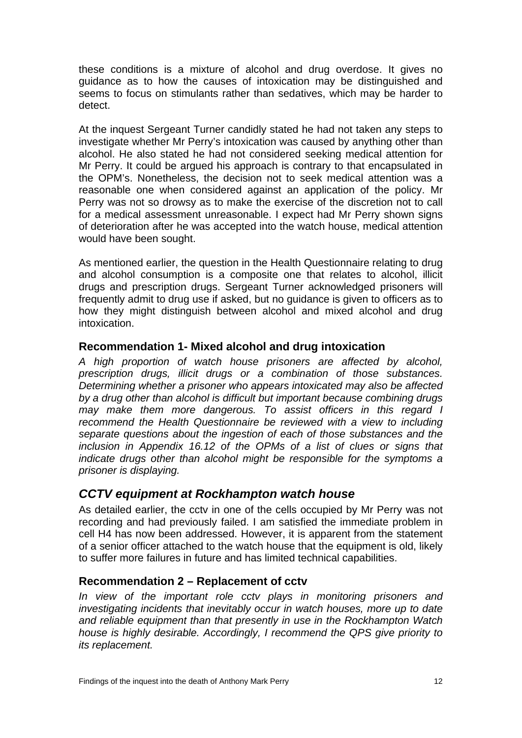these conditions is a mixture of alcohol and drug overdose. It gives no guidance as to how the causes of intoxication may be distinguished and seems to focus on stimulants rather than sedatives, which may be harder to detect.

At the inquest Sergeant Turner candidly stated he had not taken any steps to investigate whether Mr Perry's intoxication was caused by anything other than alcohol. He also stated he had not considered seeking medical attention for Mr Perry. It could be argued his approach is contrary to that encapsulated in the OPM's. Nonetheless, the decision not to seek medical attention was a reasonable one when considered against an application of the policy. Mr Perry was not so drowsy as to make the exercise of the discretion not to call for a medical assessment unreasonable. I expect had Mr Perry shown signs of deterioration after he was accepted into the watch house, medical attention would have been sought.

As mentioned earlier, the question in the Health Questionnaire relating to drug and alcohol consumption is a composite one that relates to alcohol, illicit drugs and prescription drugs. Sergeant Turner acknowledged prisoners will frequently admit to drug use if asked, but no guidance is given to officers as to how they might distinguish between alcohol and mixed alcohol and drug intoxication.

### Recommendation 1- Mixed alcohol and drug intoxication

*A high proportion of watch house prisoners are affected by alcohol, prescription drugs, illicit drugs or a combination of those substances. Determining whether a prisoner who appears intoxicated may also be affected by a drug other than alcohol is difficult but important because combining drugs may make them more dangerous. To assist officers in this regard I recommend the Health Questionnaire be reviewed with a view to including separate questions about the ingestion of each of those substances and the inclusion in Appendix 16.12 of the OPMs of a list of clues or signs that indicate drugs other than alcohol might be responsible for the symptoms a prisoner is displaying.*

## *CCTV equipment at Rockhampton watch house*

As detailed earlier, the cctv in one of the cells occupied by Mr Perry was not recording and had previously failed. I am satisfied the immediate problem in cell H4 has now been addressed. However, it is apparent from the statement of a senior officer attached to the watch house that the equipment is old, likely to suffer more failures in future and has limited technical capabilities.

### Recommendation 2 – Replacement of cctv

*In view of the important role cctv plays in monitoring prisoners and investigating incidents that inevitably occur in watch houses, more up to date and reliable equipment than that presently in use in the Rockhampton Watch house is highly desirable. Accordingly, I recommend the QPS give priority to its replacement.*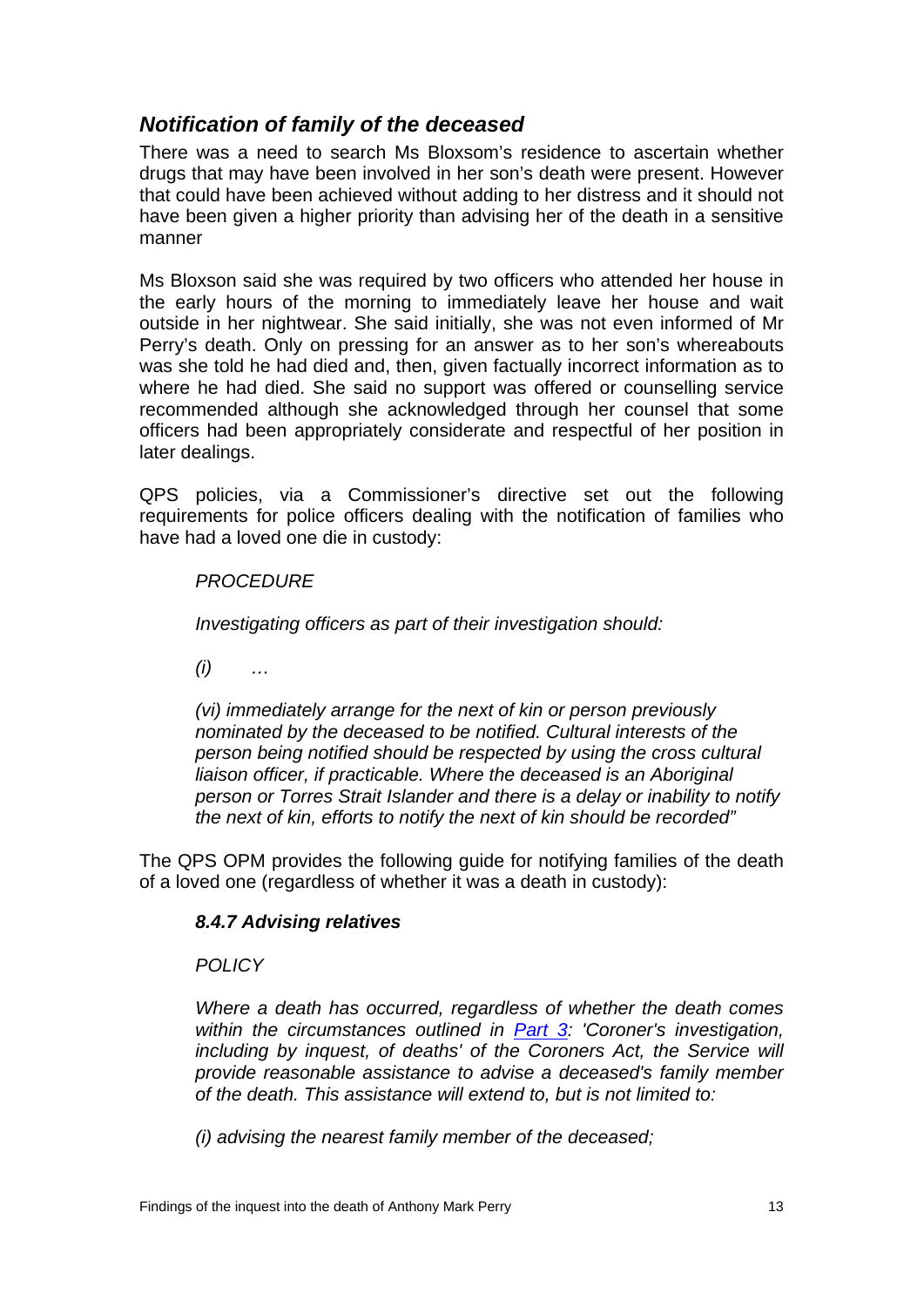## *Notification of family of the deceased*

There was a need to search Ms Bloxsom's residence to ascertain whether drugs that may have been involved in her son's death were present. However that could have been achieved without adding to her distress and it should not have been given a higher priority than advising her of the death in a sensitive manner

Ms Bloxson said she was required by two officers who attended her house in the early hours of the morning to immediately leave her house and wait outside in her nightwear. She said initially, she was not even informed of Mr Perry's death. Only on pressing for an answer as to her son's whereabouts was she told he had died and, then, given factually incorrect information as to where he had died. She said no support was offered or counselling service recommended although she acknowledged through her counsel that some officers had been appropriately considerate and respectful of her position in later dealings.

QPS policies, via a Commissioner's directive set out the following requirements for police officers dealing with the notification of families who have had a loved one die in custody:

> *PROCEDURE*
>
> *Investigating officers as part of their investigation should:*
>
> *(i) …*
>
> *(vi) immediately arrange for the next of kin or person previously nominated by the deceased to be notified. Cultural interests of the person being notified should be respected by using the cross cultural liaison officer, if practicable. Where the deceased is an Aboriginal person or Torres Strait Islander and there is a delay or inability to notify the next of kin, efforts to notify the next of kin should be recorded"*

The QPS OPM provides the following guide for notifying families of the death of a loved one (regardless of whether it was a death in custody):

> ***8.4.7 Advising relatives***
>
> *POLICY*
>
> *Where a death has occurred, regardless of whether the death comes within the circumstances outlined in Part 3: 'Coroner's investigation, including by inquest, of deaths' of the Coroners Act, the Service will provide reasonable assistance to advise a deceased's family member of the death. This assistance will extend to, but is not limited to:*
>
> *(i) advising the nearest family member of the deceased;*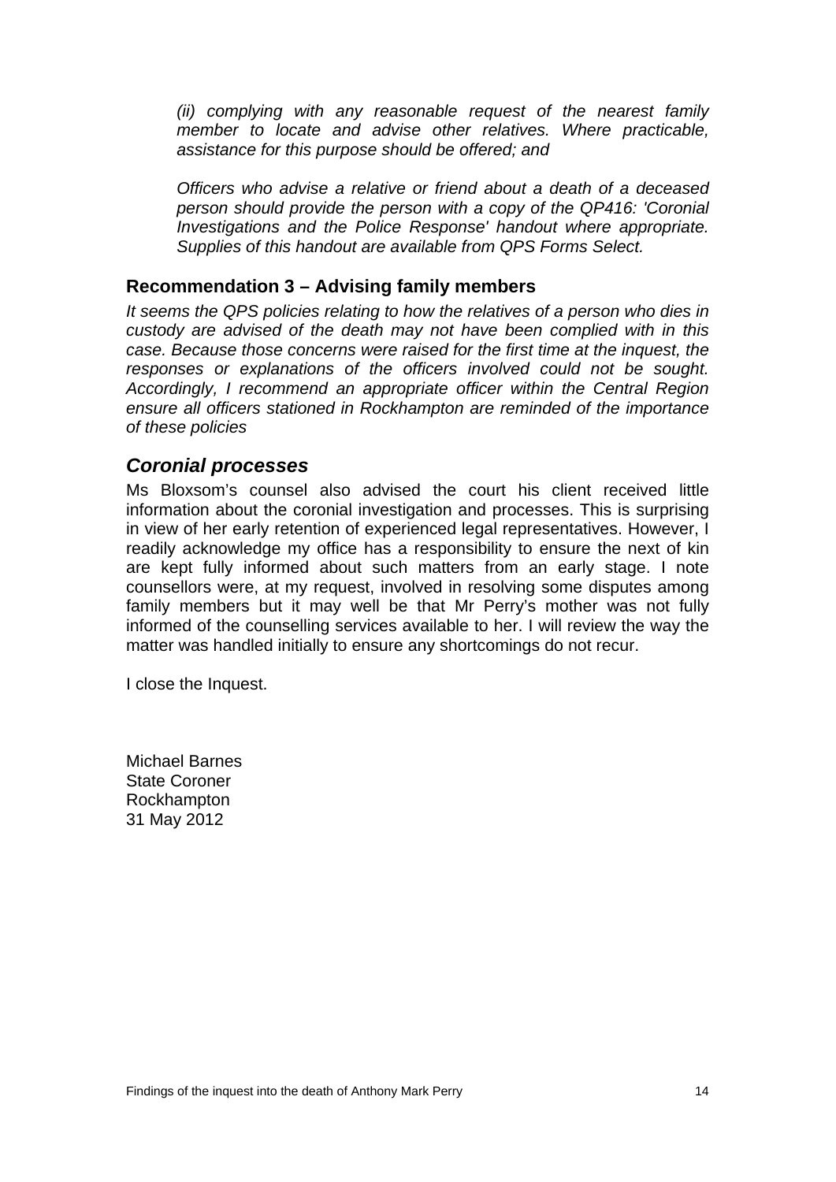*(ii) complying with any reasonable request of the nearest family member to locate and advise other relatives. Where practicable, assistance for this purpose should be offered; and*

*Officers who advise a relative or friend about a death of a deceased person should provide the person with a copy of the QP416: 'Coronial Investigations and the Police Response' handout where appropriate. Supplies of this handout are available from QPS Forms Select.*

### Recommendation 3 – Advising family members

*It seems the QPS policies relating to how the relatives of a person who dies in custody are advised of the death may not have been complied with in this case. Because those concerns were raised for the first time at the inquest, the responses or explanations of the officers involved could not be sought. Accordingly, I recommend an appropriate officer within the Central Region ensure all officers stationed in Rockhampton are reminded of the importance of these policies*

## *Coronial processes*

Ms Bloxsom's counsel also advised the court his client received little information about the coronial investigation and processes. This is surprising in view of her early retention of experienced legal representatives. However, I readily acknowledge my office has a responsibility to ensure the next of kin are kept fully informed about such matters from an early stage. I note counsellors were, at my request, involved in resolving some disputes among family members but it may well be that Mr Perry's mother was not fully informed of the counselling services available to her. I will review the way the matter was handled initially to ensure any shortcomings do not recur.

I close the Inquest.

Michael Barnes
State Coroner
Rockhampton
31 May 2012